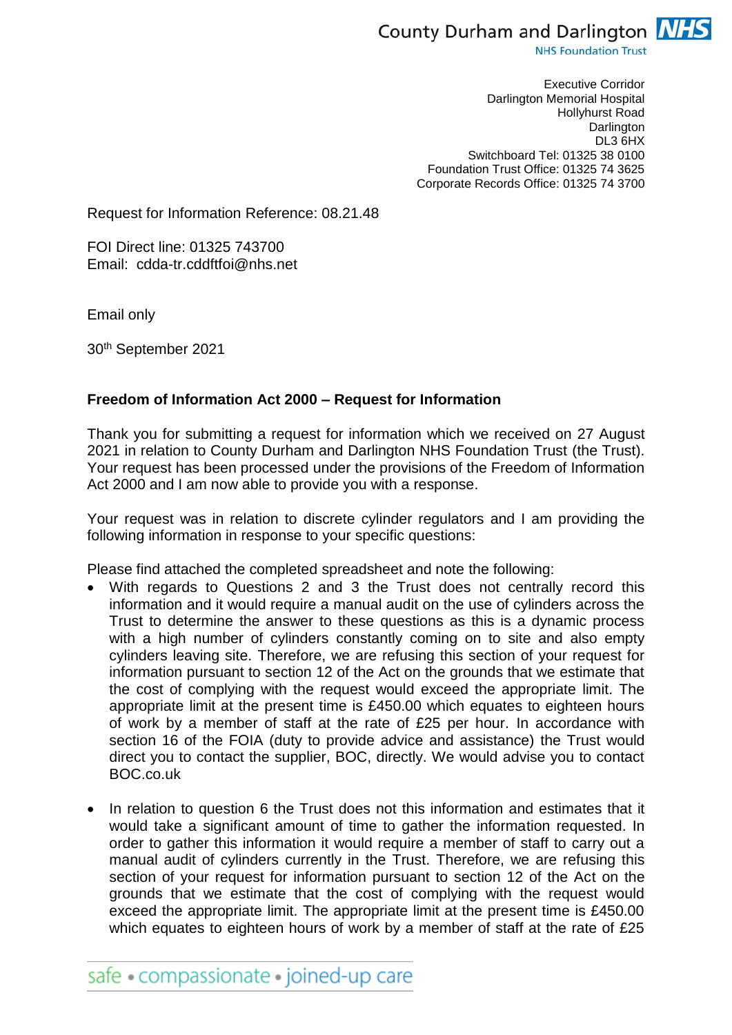County Durham and Darlington NHS
NHS Foundation Trust

Executive Corridor
Darlington Memorial Hospital
Hollyhurst Road
Darlington
DL3 6HX
Switchboard Tel: 01325 38 0100
Foundation Trust Office: 01325 74 3625
Corporate Records Office: 01325 74 3700

Request for Information Reference: 08.21.48

FOI Direct line: 01325 743700
Email: cdda-tr.cddftfoi@nhs.net

Email only

30th September 2021

**Freedom of Information Act 2000 – Request for Information**

Thank you for submitting a request for information which we received on 27 August 2021 in relation to County Durham and Darlington NHS Foundation Trust (the Trust). Your request has been processed under the provisions of the Freedom of Information Act 2000 and I am now able to provide you with a response.

Your request was in relation to discrete cylinder regulators and I am providing the following information in response to your specific questions:

Please find attached the completed spreadsheet and note the following:

- With regards to Questions 2 and 3 the Trust does not centrally record this information and it would require a manual audit on the use of cylinders across the Trust to determine the answer to these questions as this is a dynamic process with a high number of cylinders constantly coming on to site and also empty cylinders leaving site. Therefore, we are refusing this section of your request for information pursuant to section 12 of the Act on the grounds that we estimate that the cost of complying with the request would exceed the appropriate limit. The appropriate limit at the present time is £450.00 which equates to eighteen hours of work by a member of staff at the rate of £25 per hour. In accordance with section 16 of the FOIA (duty to provide advice and assistance) the Trust would direct you to contact the supplier, BOC, directly. We would advise you to contact BOC.co.uk

- In relation to question 6 the Trust does not this information and estimates that it would take a significant amount of time to gather the information requested. In order to gather this information it would require a member of staff to carry out a manual audit of cylinders currently in the Trust. Therefore, we are refusing this section of your request for information pursuant to section 12 of the Act on the grounds that we estimate that the cost of complying with the request would exceed the appropriate limit. The appropriate limit at the present time is £450.00 which equates to eighteen hours of work by a member of staff at the rate of £25

safe • compassionate • joined-up care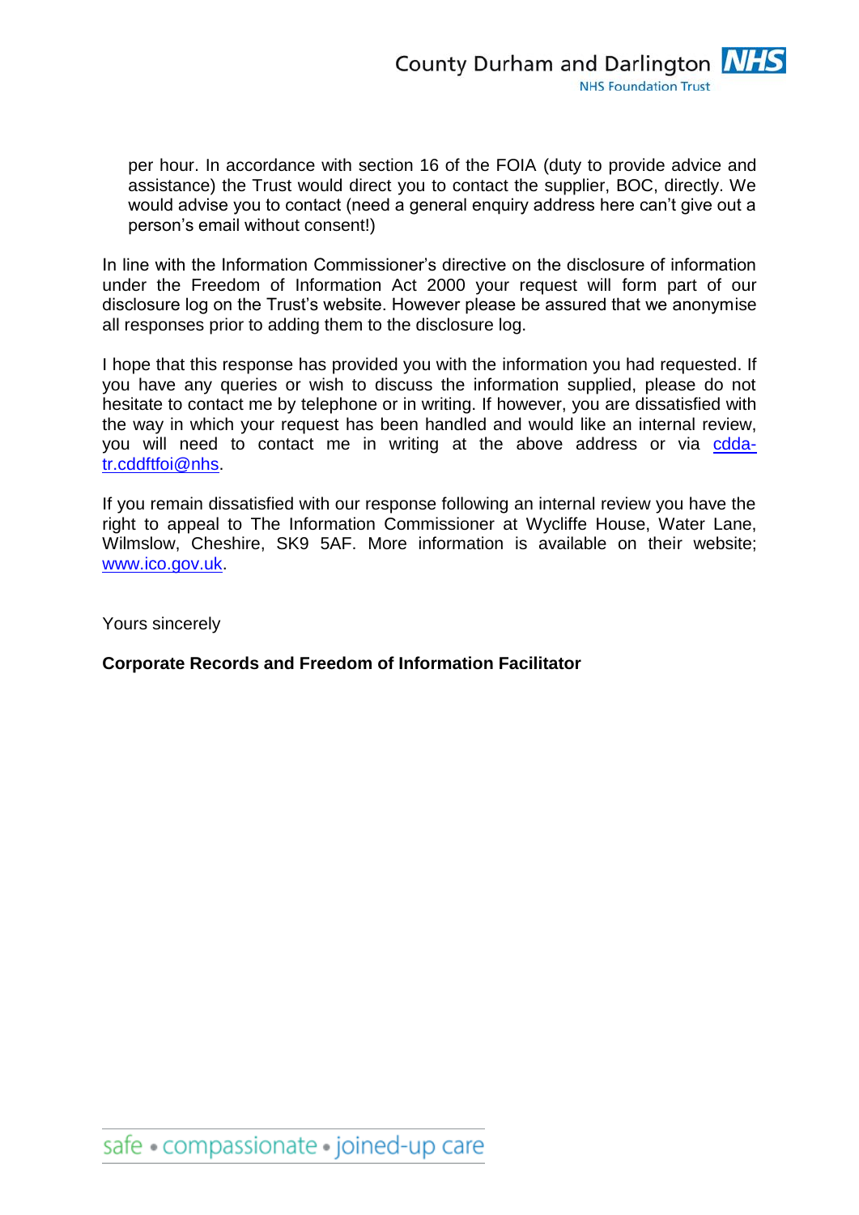per hour. In accordance with section 16 of the FOIA (duty to provide advice and assistance) the Trust would direct you to contact the supplier, BOC, directly. We would advise you to contact (need a general enquiry address here can't give out a person's email without consent!)

In line with the Information Commissioner's directive on the disclosure of information under the Freedom of Information Act 2000 your request will form part of our disclosure log on the Trust's website. However please be assured that we anonymise all responses prior to adding them to the disclosure log.

I hope that this response has provided you with the information you had requested. If you have any queries or wish to discuss the information supplied, please do not hesitate to contact me by telephone or in writing. If however, you are dissatisfied with the way in which your request has been handled and would like an internal review, you will need to contact me in writing at the above address or via cdda-tr.cddftfoi@nhs.

If you remain dissatisfied with our response following an internal review you have the right to appeal to The Information Commissioner at Wycliffe House, Water Lane, Wilmslow, Cheshire, SK9 5AF. More information is available on their website; www.ico.gov.uk.

Yours sincerely

**Corporate Records and Freedom of Information Facilitator**